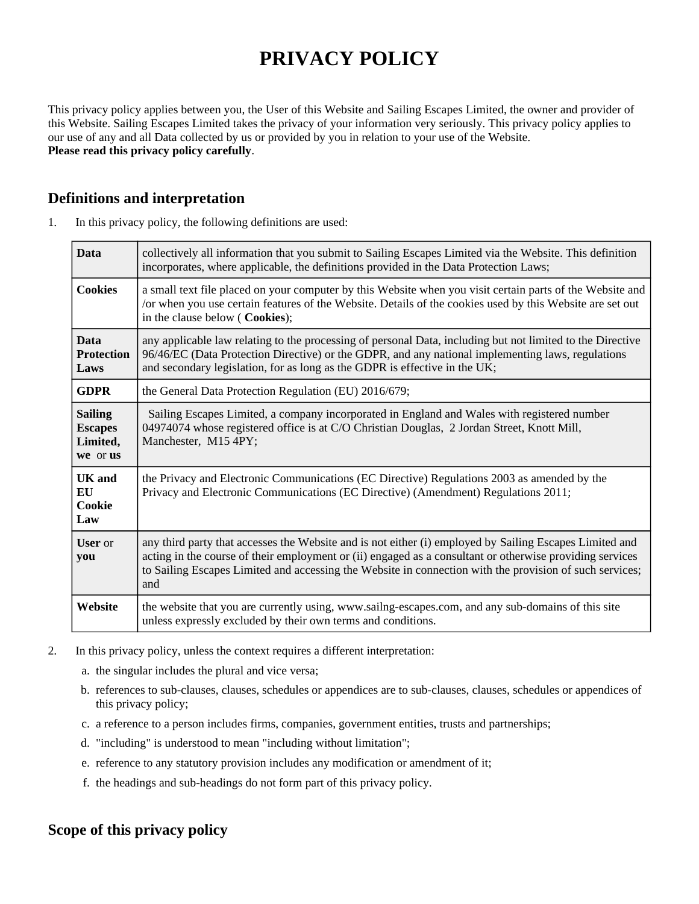# PRIVACY POLICY

This privacy policy applies between you, the User of this Website and Sailing Escapes Limited, the owner and provider of this Website. Sailing Escapes Limited takes the privacy of your information very seriously. This privacy policy applies to our use of any and all Data collected by us or provided by you in relation to your use of the Website.
**Please read this privacy policy carefully**.

## Definitions and interpretation

1. In this privacy policy, the following definitions are used:

| | |
|---|---|
| **Data** | collectively all information that you submit to Sailing Escapes Limited via the Website. This definition incorporates, where applicable, the definitions provided in the Data Protection Laws; |
| **Cookies** | a small text file placed on your computer by this Website when you visit certain parts of the Website and /or when you use certain features of the Website. Details of the cookies used by this Website are set out in the clause below ( **Cookies**); |
| **Data Protection Laws** | any applicable law relating to the processing of personal Data, including but not limited to the Directive 96/46/EC (Data Protection Directive) or the GDPR, and any national implementing laws, regulations and secondary legislation, for as long as the GDPR is effective in the UK; |
| **GDPR** | the General Data Protection Regulation (EU) 2016/679; |
| **Sailing Escapes Limited, we** or **us** | Sailing Escapes Limited, a company incorporated in England and Wales with registered number 04974074 whose registered office is at C/O Christian Douglas, 2 Jordan Street, Knott Mill, Manchester, M15 4PY; |
| **UK and EU Cookie Law** | the Privacy and Electronic Communications (EC Directive) Regulations 2003 as amended by the Privacy and Electronic Communications (EC Directive) (Amendment) Regulations 2011; |
| **User** or **you** | any third party that accesses the Website and is not either (i) employed by Sailing Escapes Limited and acting in the course of their employment or (ii) engaged as a consultant or otherwise providing services to Sailing Escapes Limited and accessing the Website in connection with the provision of such services; and |
| **Website** | the website that you are currently using, www.sailng-escapes.com, and any sub-domains of this site unless expressly excluded by their own terms and conditions. |

2. In this privacy policy, unless the context requires a different interpretation:
   a. the singular includes the plural and vice versa;
   b. references to sub-clauses, clauses, schedules or appendices are to sub-clauses, clauses, schedules or appendices of this privacy policy;
   c. a reference to a person includes firms, companies, government entities, trusts and partnerships;
   d. "including" is understood to mean "including without limitation";
   e. reference to any statutory provision includes any modification or amendment of it;
   f. the headings and sub-headings do not form part of this privacy policy.

## Scope of this privacy policy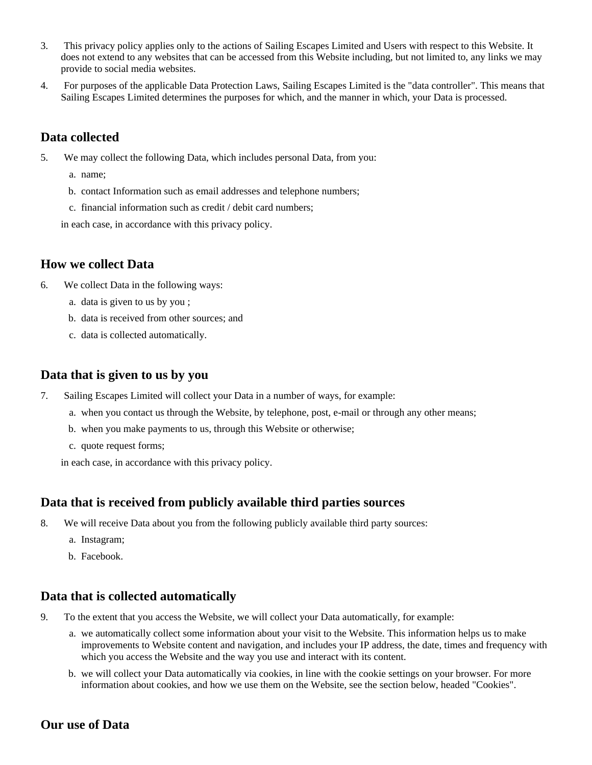3. This privacy policy applies only to the actions of Sailing Escapes Limited and Users with respect to this Website. It does not extend to any websites that can be accessed from this Website including, but not limited to, any links we may provide to social media websites.
4. For purposes of the applicable Data Protection Laws, Sailing Escapes Limited is the "data controller". This means that Sailing Escapes Limited determines the purposes for which, and the manner in which, your Data is processed.

## Data collected

5. We may collect the following Data, which includes personal Data, from you:
   a. name;
   b. contact Information such as email addresses and telephone numbers;
   c. financial information such as credit / debit card numbers;

   in each case, in accordance with this privacy policy.

## How we collect Data

6. We collect Data in the following ways:
   a. data is given to us by you ;
   b. data is received from other sources; and
   c. data is collected automatically.

## Data that is given to us by you

7. Sailing Escapes Limited will collect your Data in a number of ways, for example:
   a. when you contact us through the Website, by telephone, post, e-mail or through any other means;
   b. when you make payments to us, through this Website or otherwise;
   c. quote request forms;

   in each case, in accordance with this privacy policy.

## Data that is received from publicly available third parties sources

8. We will receive Data about you from the following publicly available third party sources:
   a. Instagram;
   b. Facebook.

## Data that is collected automatically

9. To the extent that you access the Website, we will collect your Data automatically, for example:
   a. we automatically collect some information about your visit to the Website. This information helps us to make improvements to Website content and navigation, and includes your IP address, the date, times and frequency with which you access the Website and the way you use and interact with its content.
   b. we will collect your Data automatically via cookies, in line with the cookie settings on your browser. For more information about cookies, and how we use them on the Website, see the section below, headed "Cookies".

## Our use of Data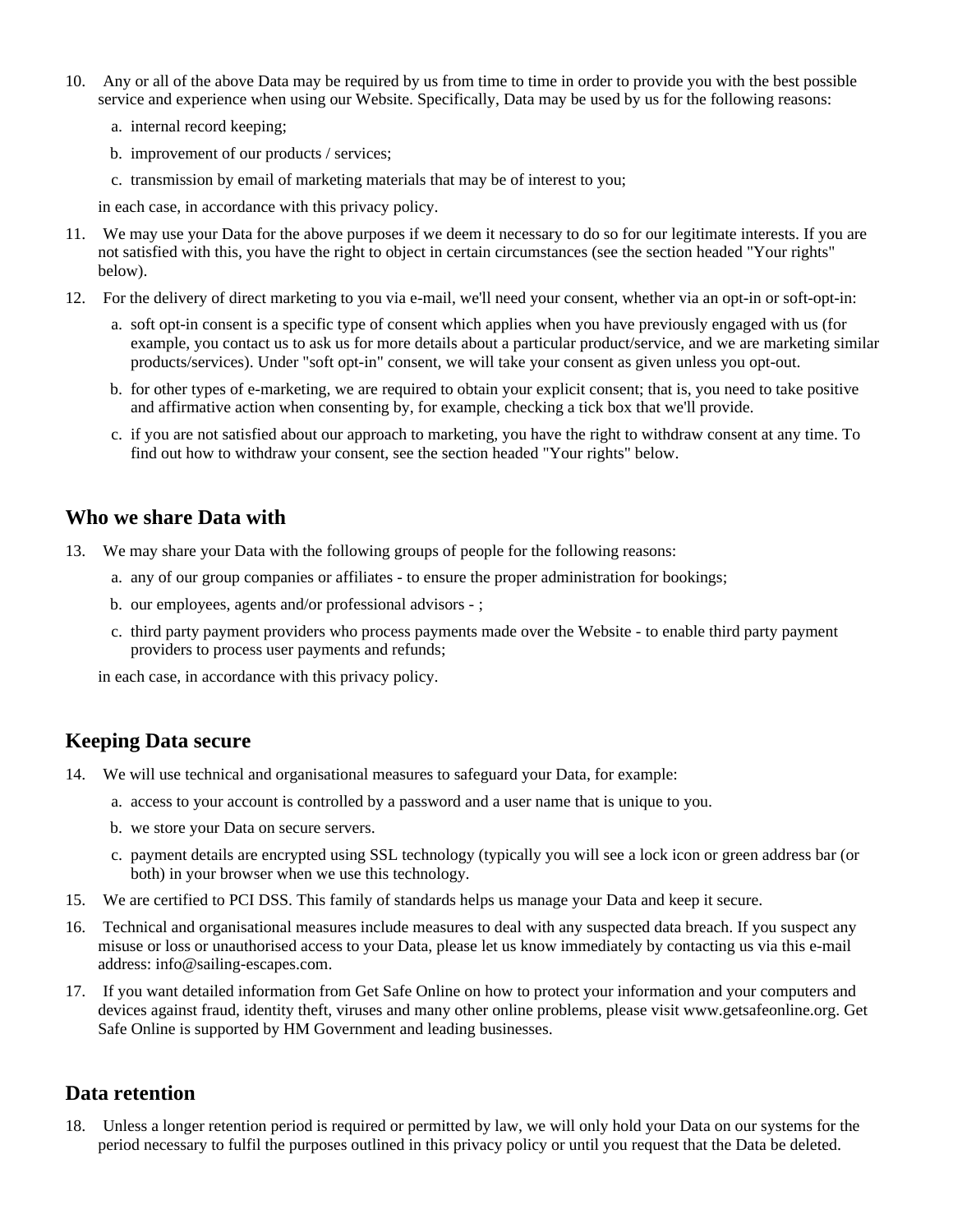10. Any or all of the above Data may be required by us from time to time in order to provide you with the best possible service and experience when using our Website. Specifically, Data may be used by us for the following reasons:

    a. internal record keeping;

    b. improvement of our products / services;

    c. transmission by email of marketing materials that may be of interest to you;

    in each case, in accordance with this privacy policy.

11. We may use your Data for the above purposes if we deem it necessary to do so for our legitimate interests. If you are not satisfied with this, you have the right to object in certain circumstances (see the section headed "Your rights" below).

12. For the delivery of direct marketing to you via e-mail, we'll need your consent, whether via an opt-in or soft-opt-in:

    a. soft opt-in consent is a specific type of consent which applies when you have previously engaged with us (for example, you contact us to ask us for more details about a particular product/service, and we are marketing similar products/services). Under "soft opt-in" consent, we will take your consent as given unless you opt-out.

    b. for other types of e-marketing, we are required to obtain your explicit consent; that is, you need to take positive and affirmative action when consenting by, for example, checking a tick box that we'll provide.

    c. if you are not satisfied about our approach to marketing, you have the right to withdraw consent at any time. To find out how to withdraw your consent, see the section headed "Your rights" below.

## Who we share Data with

13. We may share your Data with the following groups of people for the following reasons:

    a. any of our group companies or affiliates - to ensure the proper administration for bookings;

    b. our employees, agents and/or professional advisors - ;

    c. third party payment providers who process payments made over the Website - to enable third party payment providers to process user payments and refunds;

    in each case, in accordance with this privacy policy.

## Keeping Data secure

14. We will use technical and organisational measures to safeguard your Data, for example:

    a. access to your account is controlled by a password and a user name that is unique to you.

    b. we store your Data on secure servers.

    c. payment details are encrypted using SSL technology (typically you will see a lock icon or green address bar (or both) in your browser when we use this technology.

15. We are certified to PCI DSS. This family of standards helps us manage your Data and keep it secure.

16. Technical and organisational measures include measures to deal with any suspected data breach. If you suspect any misuse or loss or unauthorised access to your Data, please let us know immediately by contacting us via this e-mail address: info@sailing-escapes.com.

17. If you want detailed information from Get Safe Online on how to protect your information and your computers and devices against fraud, identity theft, viruses and many other online problems, please visit www.getsafeonline.org. Get Safe Online is supported by HM Government and leading businesses.

## Data retention

18. Unless a longer retention period is required or permitted by law, we will only hold your Data on our systems for the period necessary to fulfil the purposes outlined in this privacy policy or until you request that the Data be deleted.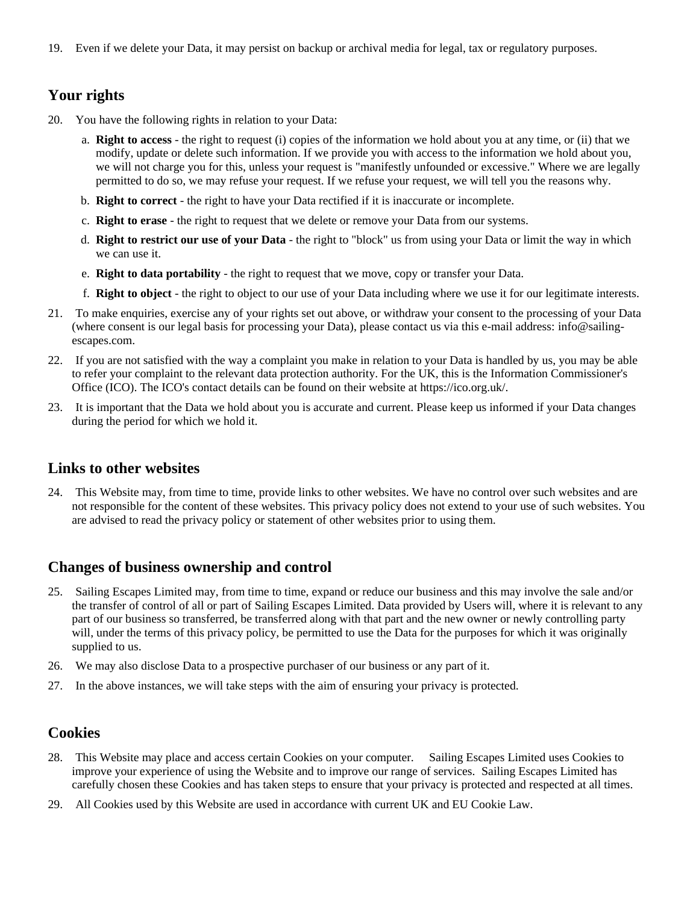19. Even if we delete your Data, it may persist on backup or archival media for legal, tax or regulatory purposes.

## Your rights

20. You have the following rights in relation to your Data:

    a. **Right to access** - the right to request (i) copies of the information we hold about you at any time, or (ii) that we modify, update or delete such information. If we provide you with access to the information we hold about you, we will not charge you for this, unless your request is "manifestly unfounded or excessive." Where we are legally permitted to do so, we may refuse your request. If we refuse your request, we will tell you the reasons why.

    b. **Right to correct** - the right to have your Data rectified if it is inaccurate or incomplete.

    c. **Right to erase** - the right to request that we delete or remove your Data from our systems.

    d. **Right to restrict our use of your Data** - the right to "block" us from using your Data or limit the way in which we can use it.

    e. **Right to data portability** - the right to request that we move, copy or transfer your Data.

    f. **Right to object** - the right to object to our use of your Data including where we use it for our legitimate interests.

21. To make enquiries, exercise any of your rights set out above, or withdraw your consent to the processing of your Data (where consent is our legal basis for processing your Data), please contact us via this e-mail address: info@sailing-escapes.com.

22. If you are not satisfied with the way a complaint you make in relation to your Data is handled by us, you may be able to refer your complaint to the relevant data protection authority. For the UK, this is the Information Commissioner's Office (ICO). The ICO's contact details can be found on their website at https://ico.org.uk/.

23. It is important that the Data we hold about you is accurate and current. Please keep us informed if your Data changes during the period for which we hold it.

## Links to other websites

24. This Website may, from time to time, provide links to other websites. We have no control over such websites and are not responsible for the content of these websites. This privacy policy does not extend to your use of such websites. You are advised to read the privacy policy or statement of other websites prior to using them.

## Changes of business ownership and control

25. Sailing Escapes Limited may, from time to time, expand or reduce our business and this may involve the sale and/or the transfer of control of all or part of Sailing Escapes Limited. Data provided by Users will, where it is relevant to any part of our business so transferred, be transferred along with that part and the new owner or newly controlling party will, under the terms of this privacy policy, be permitted to use the Data for the purposes for which it was originally supplied to us.

26. We may also disclose Data to a prospective purchaser of our business or any part of it.

27. In the above instances, we will take steps with the aim of ensuring your privacy is protected.

## Cookies

28. This Website may place and access certain Cookies on your computer. Sailing Escapes Limited uses Cookies to improve your experience of using the Website and to improve our range of services. Sailing Escapes Limited has carefully chosen these Cookies and has taken steps to ensure that your privacy is protected and respected at all times.

29. All Cookies used by this Website are used in accordance with current UK and EU Cookie Law.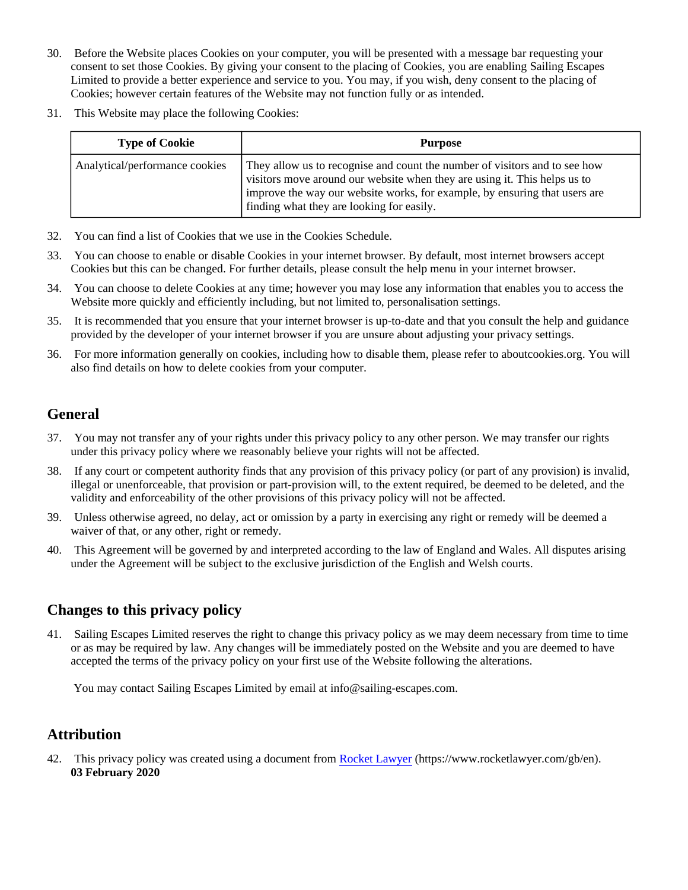30. Before the Website places Cookies on your computer, you will be presented with a message bar requesting your consent to set those Cookies. By giving your consent to the placing of Cookies, you are enabling Sailing Escapes Limited to provide a better experience and service to you. You may, if you wish, deny consent to the placing of Cookies; however certain features of the Website may not function fully or as intended.

31. This Website may place the following Cookies:

| Type of Cookie | Purpose |
| --- | --- |
| Analytical/performance cookies | They allow us to recognise and count the number of visitors and to see how visitors move around our website when they are using it. This helps us to improve the way our website works, for example, by ensuring that users are finding what they are looking for easily. |

32. You can find a list of Cookies that we use in the Cookies Schedule.

33. You can choose to enable or disable Cookies in your internet browser. By default, most internet browsers accept Cookies but this can be changed. For further details, please consult the help menu in your internet browser.

34. You can choose to delete Cookies at any time; however you may lose any information that enables you to access the Website more quickly and efficiently including, but not limited to, personalisation settings.

35. It is recommended that you ensure that your internet browser is up-to-date and that you consult the help and guidance provided by the developer of your internet browser if you are unsure about adjusting your privacy settings.

36. For more information generally on cookies, including how to disable them, please refer to aboutcookies.org. You will also find details on how to delete cookies from your computer.

## General

37. You may not transfer any of your rights under this privacy policy to any other person. We may transfer our rights under this privacy policy where we reasonably believe your rights will not be affected.

38. If any court or competent authority finds that any provision of this privacy policy (or part of any provision) is invalid, illegal or unenforceable, that provision or part-provision will, to the extent required, be deemed to be deleted, and the validity and enforceability of the other provisions of this privacy policy will not be affected.

39. Unless otherwise agreed, no delay, act or omission by a party in exercising any right or remedy will be deemed a waiver of that, or any other, right or remedy.

40. This Agreement will be governed by and interpreted according to the law of England and Wales. All disputes arising under the Agreement will be subject to the exclusive jurisdiction of the English and Welsh courts.

## Changes to this privacy policy

41. Sailing Escapes Limited reserves the right to change this privacy policy as we may deem necessary from time to time or as may be required by law. Any changes will be immediately posted on the Website and you are deemed to have accepted the terms of the privacy policy on your first use of the Website following the alterations.

You may contact Sailing Escapes Limited by email at info@sailing-escapes.com.

## Attribution

42. This privacy policy was created using a document from [Rocket Lawyer](https://www.rocketlawyer.com/gb/en) (https://www.rocketlawyer.com/gb/en).
**03 February 2020**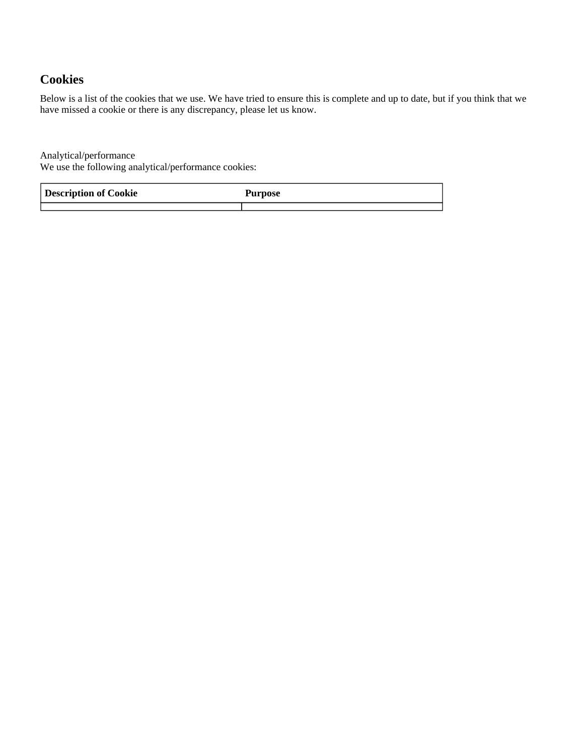## Cookies

Below is a list of the cookies that we use. We have tried to ensure this is complete and up to date, but if you think that we have missed a cookie or there is any discrepancy, please let us know.

Analytical/performance
We use the following analytical/performance cookies:

| **Description of Cookie** | **Purpose** |
|---|---|
| | |